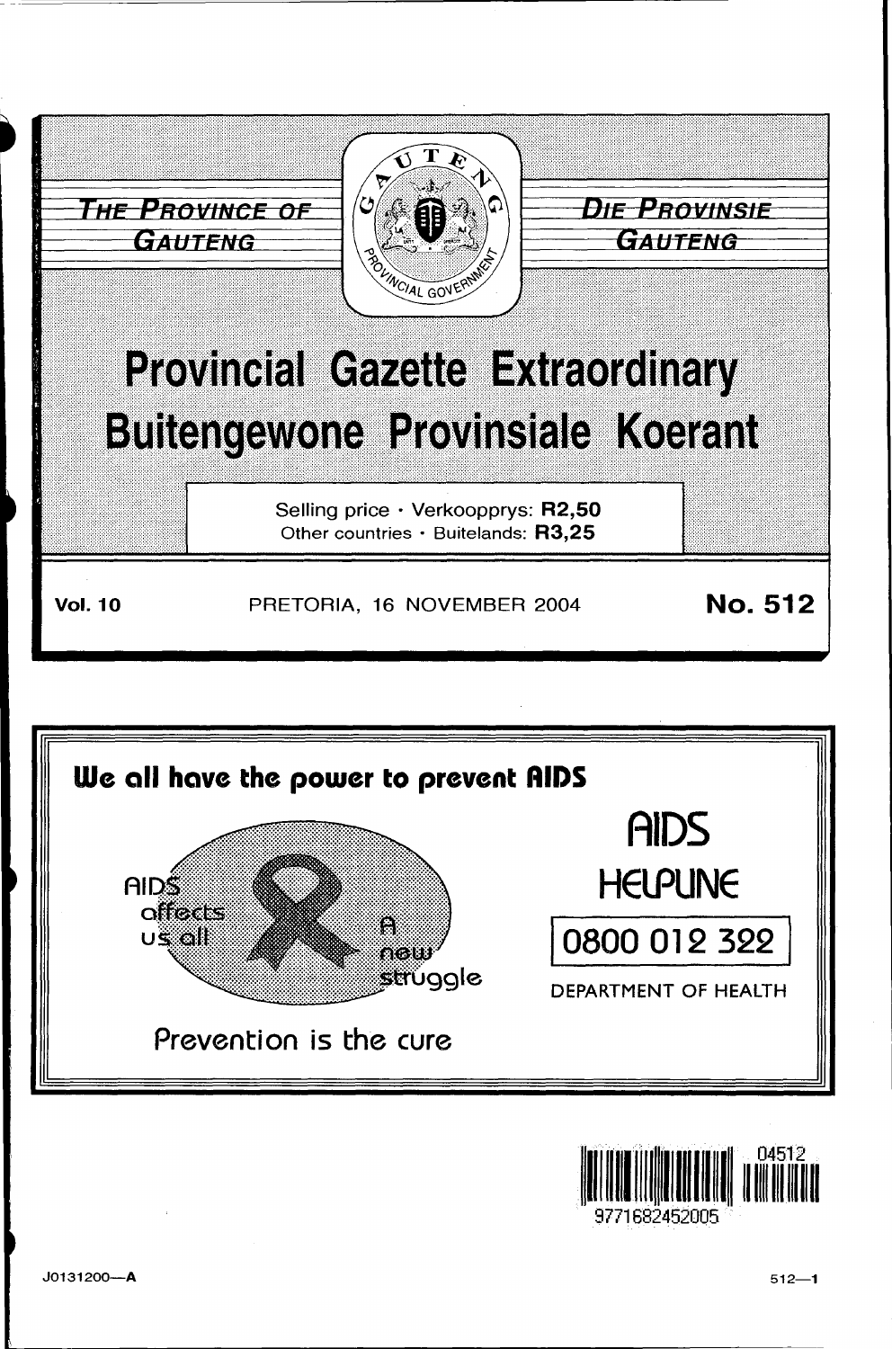THE PROVINCE OF GAUTENG

DIE PROVINSIE GAUTENG

# Provincial Gazette Extraordinary
# Buitengewone Provinsiale Koerant

Selling price · Verkoopprys: **R2,50**
Other countries · Buitelands: **R3,25**

**Vol. 10** PRETORIA, 16 NOVEMBER 2004 **No. 512**

**We all have the power to prevent AIDS**

AIDS affects us all

A new struggle

Prevention is the cure

AIDS HELPLINE

0800 012 322

DEPARTMENT OF HEALTH

J0131200—A 512—1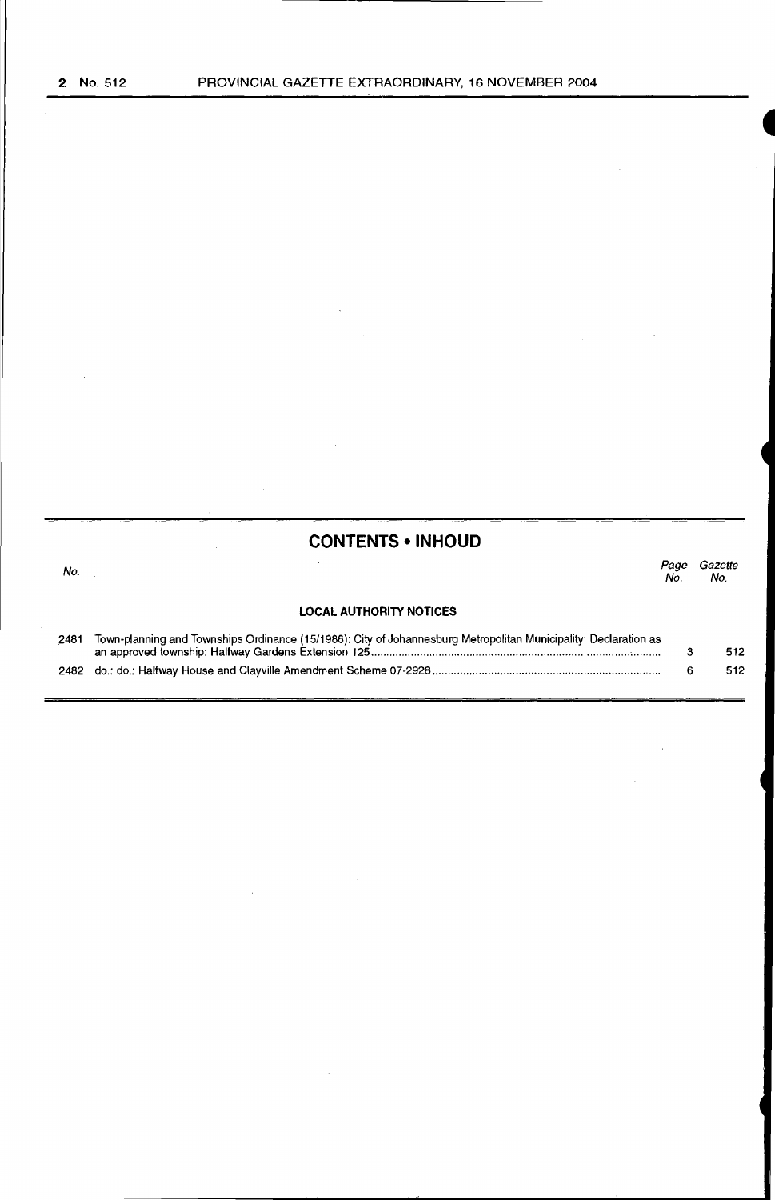## CONTENTS • INHOUD

| No. | | Page No. | Gazette No. |
|---|---|---|---|
| | **LOCAL AUTHORITY NOTICES** | | |
| 2481 | Town-planning and Townships Ordinance (15/1986): City of Johannesburg Metropolitan Municipality: Declaration as an approved township: Halfway Gardens Extension 125 | 3 | 512 |
| 2482 | do.: do.: Halfway House and Clayville Amendment Scheme 07-2928 | 6 | 512 |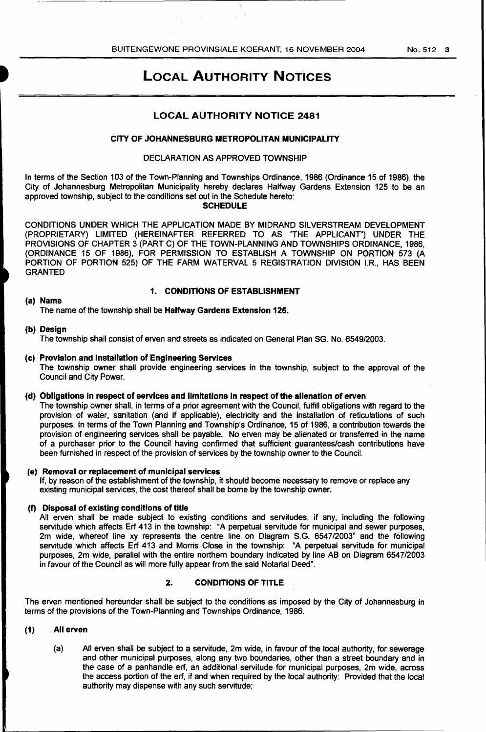# LOCAL AUTHORITY NOTICES

## LOCAL AUTHORITY NOTICE 2481

### CITY OF JOHANNESBURG METROPOLITAN MUNICIPALITY

DECLARATION AS APPROVED TOWNSHIP

In terms of the Section 103 of the Town-Planning and Townships Ordinance, 1986 (Ordinance 15 of 1986), the City of Johannesburg Metropolitan Municipality hereby declares Halfway Gardens Extension 125 to be an approved township, subject to the conditions set out in the Schedule hereto:

**SCHEDULE**

CONDITIONS UNDER WHICH THE APPLICATION MADE BY MIDRAND SILVERSTREAM DEVELOPMENT (PROPRIETARY) LIMITED (HEREINAFTER REFERRED TO AS "THE APPLICANT") UNDER THE PROVISIONS OF CHAPTER 3 (PART C) OF THE TOWN-PLANNING AND TOWNSHIPS ORDINANCE, 1986, (ORDINANCE 15 OF 1986), FOR PERMISSION TO ESTABLISH A TOWNSHIP ON PORTION 573 (A PORTION OF PORTION 525) OF THE FARM WATERVAL 5 REGISTRATION DIVISION I.R., HAS BEEN GRANTED

**1. CONDITIONS OF ESTABLISHMENT**

**(a) Name**

The name of the township shall be **Halfway Gardens Extension 125.**

**(b) Design**

The township shall consist of erven and streets as indicated on General Plan SG. No. 6549/2003.

**(c) Provision and Installation of Engineering Services**

The township owner shall provide engineering services in the township, subject to the approval of the Council and City Power.

**(d) Obligations in respect of services and limitations in respect of the alienation of erven**

The township owner shall, in terms of a prior agreement with the Council, fulfill obligations with regard to the provision of water, sanitation (and if applicable), electricity and the installation of reticulations of such purposes. In terms of the Town Planning and Township's Ordinance, 15 of 1986, a contribution towards the provision of engineering services shall be payable. No erven may be alienated or transferred in the name of a purchaser prior to the Council having confirmed that sufficient guarantees/cash contributions have been furnished in respect of the provision of services by the township owner to the Council.

**(e) Removal or replacement of municipal services**

If, by reason of the establishment of the township, it should become necessary to remove or replace any existing municipal services, the cost thereof shall be borne by the township owner.

**(f) Disposal of existing conditions of title**

All erven shall be made subject to existing conditions and servitudes, if any, including the following servitude which affects Erf 413 in the township: "A perpetual servitude for municipal and sewer purposes, 2m wide, whereof line xy represents the centre line on Diagram S.G. 6547/2003" and the following servitude which affects Erf 413 and Morris Close in the township: "A perpetual servitude for municipal purposes, 2m wide, parallel with the entire northern boundary indicated by line AB on Diagram 6547/2003 in favour of the Council as will more fully appear from the said Notarial Deed".

**2. CONDITIONS OF TITLE**

The erven mentioned hereunder shall be subject to the conditions as imposed by the City of Johannesburg in terms of the provisions of the Town-Planning and Townships Ordinance, 1986.

**(1) All erven**

(a) All erven shall be subject to a servitude, 2m wide, in favour of the local authority, for sewerage and other municipal purposes, along any two boundaries, other than a street boundary and in the case of a panhandle erf, an additional servitude for municipal purposes, 2m wide, across the access portion of the erf, if and when required by the local authority: Provided that the local authority may dispense with any such servitude;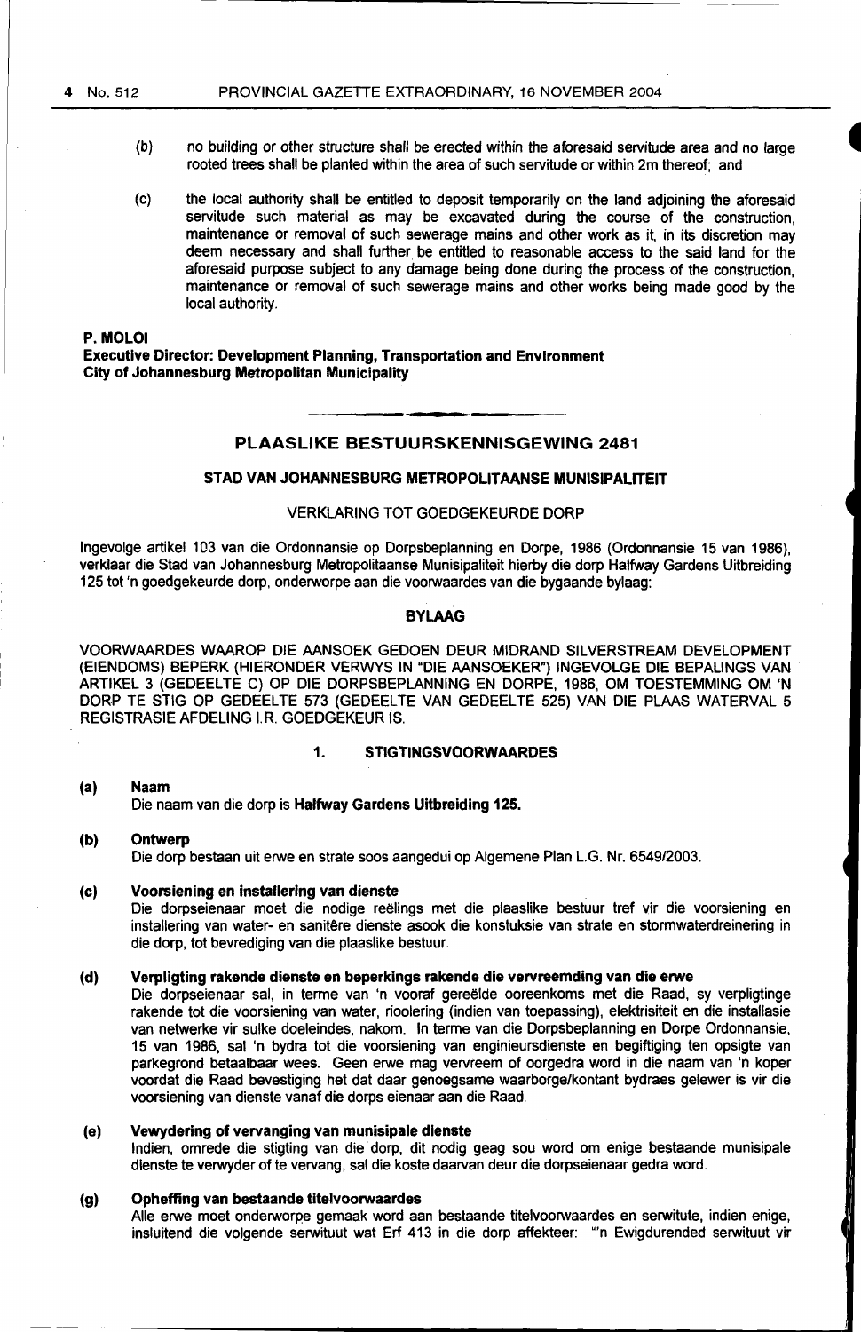(b) no building or other structure shall be erected within the aforesaid servitude area and no large rooted trees shall be planted within the area of such servitude or within 2m thereof; and

(c) the local authority shall be entitled to deposit temporarily on the land adjoining the aforesaid servitude such material as may be excavated during the course of the construction, maintenance or removal of such sewerage mains and other work as it, in its discretion may deem necessary and shall further be entitled to reasonable access to the said land for the aforesaid purpose subject to any damage being done during the process of the construction, maintenance or removal of such sewerage mains and other works being made good by the local authority.

**P. MOLOI**
**Executive Director: Development Planning, Transportation and Environment**
**City of Johannesburg Metropolitan Municipality**

## PLAASLIKE BESTUURSKENNISGEWING 2481

### STAD VAN JOHANNESBURG METROPOLITAANSE MUNISIPALITEIT

VERKLARING TOT GOEDGEKEURDE DORP

Ingevolge artikel 103 van die Ordonnansie op Dorpsbeplanning en Dorpe, 1986 (Ordonnansie 15 van 1986), verklaar die Stad van Johannesburg Metropolitaanse Munisipaliteit hierby die dorp Halfway Gardens Uitbreiding 125 tot 'n goedgekeurde dorp, onderworpe aan die voorwaardes van die bygaande bylaag:

### BYLAAG

VOORWAARDES WAAROP DIE AANSOEK GEDOEN DEUR MIDRAND SILVERSTREAM DEVELOPMENT (EIENDOMS) BEPERK (HIERONDER VERWYS IN "DIE AANSOEKER") INGEVOLGE DIE BEPALINGS VAN ARTIKEL 3 (GEDEELTE C) OP DIE DORPSBEPLANNING EN DORPE, 1986, OM TOESTEMMING OM 'N DORP TE STIG OP GEDEELTE 573 (GEDEELTE VAN GEDEELTE 525) VAN DIE PLAAS WATERVAL 5 REGISTRASIE AFDELING I.R. GOEDGEKEUR IS.

#### 1. STIGTINGSVOORWAARDES

**(a) Naam**
Die naam van die dorp is **Halfway Gardens Uitbreiding 125.**

**(b) Ontwerp**
Die dorp bestaan uit erwe en strate soos aangedui op Algemene Plan L.G. Nr. 6549/2003.

**(c) Voorsiening en installering van dienste**
Die dorpseienaar moet die nodige reëlings met die plaaslike bestuur tref vir die voorsiening en installering van water- en sanitêre dienste asook die konstuksie van strate en stormwaterdreinering in die dorp, tot bevrediging van die plaaslike bestuur.

**(d) Verpligting rakende dienste en beperkings rakende die vervreemding van die erwe**
Die dorpseienaar sal, in terme van 'n vooraf gereëlde ooreenkoms met die Raad, sy verpligtinge rakende tot die voorsiening van water, riolering (indien van toepassing), elektrisiteit en die installasie van netwerke vir sulke doeleindes, nakom. In terme van die Dorpsbeplanning en Dorpe Ordonnansie, 15 van 1986, sal 'n bydra tot die voorsiening van enginieursdienste en begiftiging ten opsigte van parkegrond betaalbaar wees. Geen erwe mag vervreem of oorgedra word in die naam van 'n koper voordat die Raad bevestiging het dat daar genoegsame waarborge/kontant bydraes gelewer is vir die voorsiening van dienste vanaf die dorps eienaar aan die Raad.

**(e) Vewydering of vervanging van munisipale dienste**
Indien, omrede die stigting van die dorp, dit nodig geag sou word om enige bestaande munisipale dienste te verwyder of te vervang, sal die koste daarvan deur die dorpseienaar gedra word.

**(g) Opheffing van bestaande titelvoorwaardes**
Alle erwe moet onderworpe gemaak word aan bestaande titelvoorwaardes en serwitute, indien enige, insluitend die volgende serwituut wat Erf 413 in die dorp affekteer: "'n Ewigdurended serwituut vir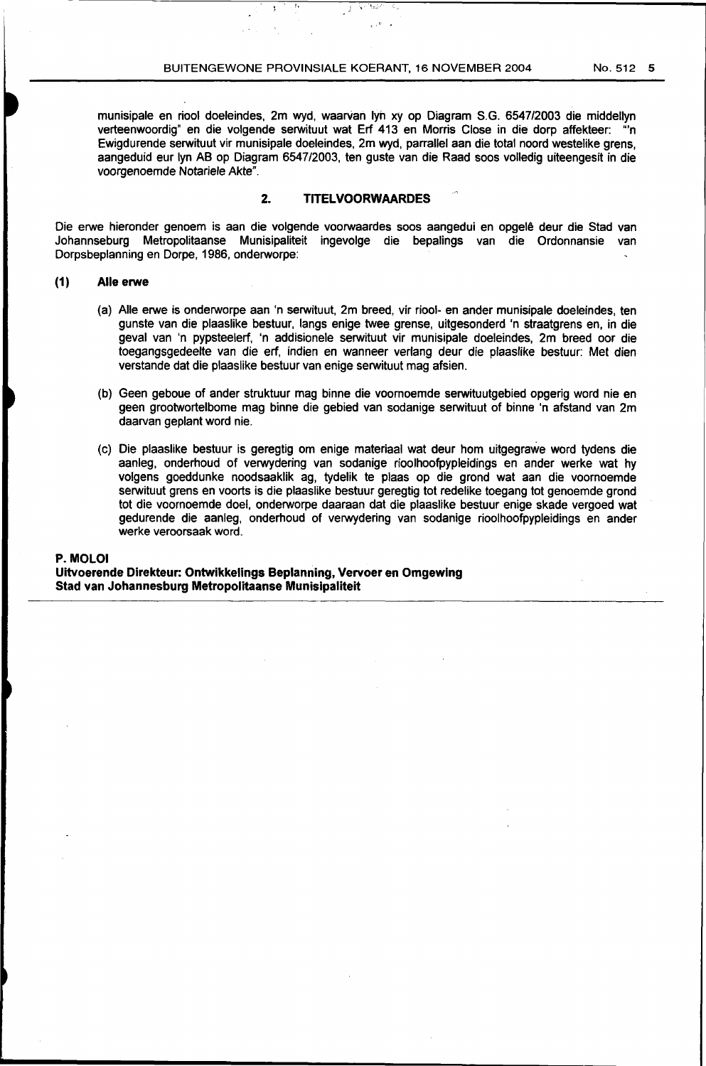munisipale en riool doeleindes, 2m wyd, waarvan lyn xy op Diagram S.G. 6547/2003 die middellyn verteenwoordig" en die volgende serwituut wat Erf 413 en Morris Close in die dorp affekteer: "'n Ewigdurende serwituut vir munisipale doeleindes, 2m wyd, parrallel aan die total noord westelike grens, aangeduid eur lyn AB op Diagram 6547/2003, ten guste van die Raad soos volledig uiteengesit in die voorgenoemde Notariele Akte".

## 2. TITELVOORWAARDES

Die erwe hieronder genoem is aan die volgende voorwaardes soos aangedui en opgelê deur die Stad van Johannseburg Metropolitaanse Munisipaliteit ingevolge die bepalings van die Ordonnansie van Dorpsbeplanning en Dorpe, 1986, onderworpe:

### (1) Alle erwe

(a) Alle erwe is onderworpe aan 'n serwituut, 2m breed, vir riool- en ander munisipale doeleindes, ten gunste van die plaaslike bestuur, langs enige twee grense, uitgesonderd 'n straatgrens en, in die geval van 'n pypsteelerf, 'n addisionele serwituut vir munisipale doeleindes, 2m breed oor die toegangsgedeelte van die erf, indien en wanneer verlang deur die plaaslike bestuur: Met dien verstande dat die plaaslike bestuur van enige serwituut mag afsien.

(b) Geen geboue of ander struktuur mag binne die voornoemde serwituutgebied opgerig word nie en geen grootwortelbome mag binne die gebied van sodanige serwituut of binne 'n afstand van 2m daarvan geplant word nie.

(c) Die plaaslike bestuur is geregtig om enige materiaal wat deur hom uitgegrawe word tydens die aanleg, onderhoud of verwydering van sodanige rioolhoofpypleidings en ander werke wat hy volgens goeddunke noodsaaklik ag, tydelik te plaas op die grond wat aan die voornoemde serwituut grens en voorts is die plaaslike bestuur geregtig tot redelike toegang tot genoemde grond tot die voornoemde doel, onderworpe daaraan dat die plaaslike bestuur enige skade vergoed wat gedurende die aanleg, onderhoud of verwydering van sodanige rioolhoofpypleidings en ander werke veroorsaak word.

**P. MOLOI**
**Uitvoerende Direkteur: Ontwikkelings Beplanning, Vervoer en Omgewing**
**Stad van Johannesburg Metropolitaanse Munisipaliteit**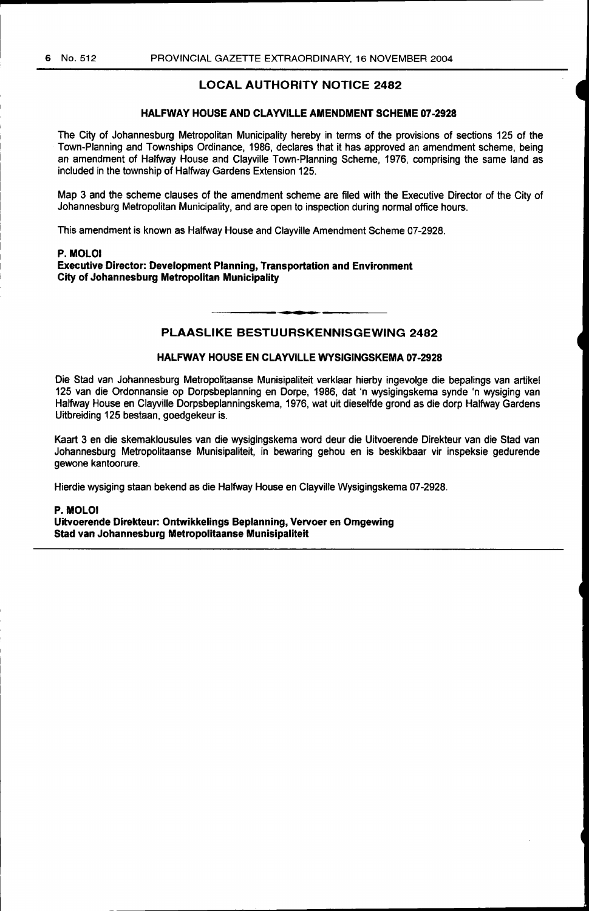## LOCAL AUTHORITY NOTICE 2482

### HALFWAY HOUSE AND CLAYVILLE AMENDMENT SCHEME 07-2928

The City of Johannesburg Metropolitan Municipality hereby in terms of the provisions of sections 125 of the Town-Planning and Townships Ordinance, 1986, declares that it has approved an amendment scheme, being an amendment of Halfway House and Clayville Town-Planning Scheme, 1976, comprising the same land as included in the township of Halfway Gardens Extension 125.

Map 3 and the scheme clauses of the amendment scheme are filed with the Executive Director of the City of Johannesburg Metropolitan Municipality, and are open to inspection during normal office hours.

This amendment is known as Halfway House and Clayville Amendment Scheme 07-2928.

**P. MOLOI**
**Executive Director: Development Planning, Transportation and Environment**
**City of Johannesburg Metropolitan Municipality**

---

## PLAASLIKE BESTUURSKENNISGEWING 2482

### HALFWAY HOUSE EN CLAYVILLE WYSIGINGSKEMA 07-2928

Die Stad van Johannesburg Metropolitaanse Munisipaliteit verklaar hierby ingevolge die bepalings van artikel 125 van die Ordonnansie op Dorpsbeplanning en Dorpe, 1986, dat 'n wysigingskema synde 'n wysiging van Halfway House en Clayville Dorpsbeplanningskema, 1976, wat uit dieselfde grond as die dorp Halfway Gardens Uitbreiding 125 bestaan, goedgekeur is.

Kaart 3 en die skemaklousules van die wysigingskema word deur die Uitvoerende Direkteur van die Stad van Johannesburg Metropolitaanse Munisipaliteit, in bewaring gehou en is beskikbaar vir inspeksie gedurende gewone kantoorure.

Hierdie wysiging staan bekend as die Halfway House en Clayville Wysigingskema 07-2928.

**P. MOLOI**
**Uitvoerende Direkteur: Ontwikkelings Beplanning, Vervoer en Omgewing**
**Stad van Johannesburg Metropolitaanse Munisipaliteit**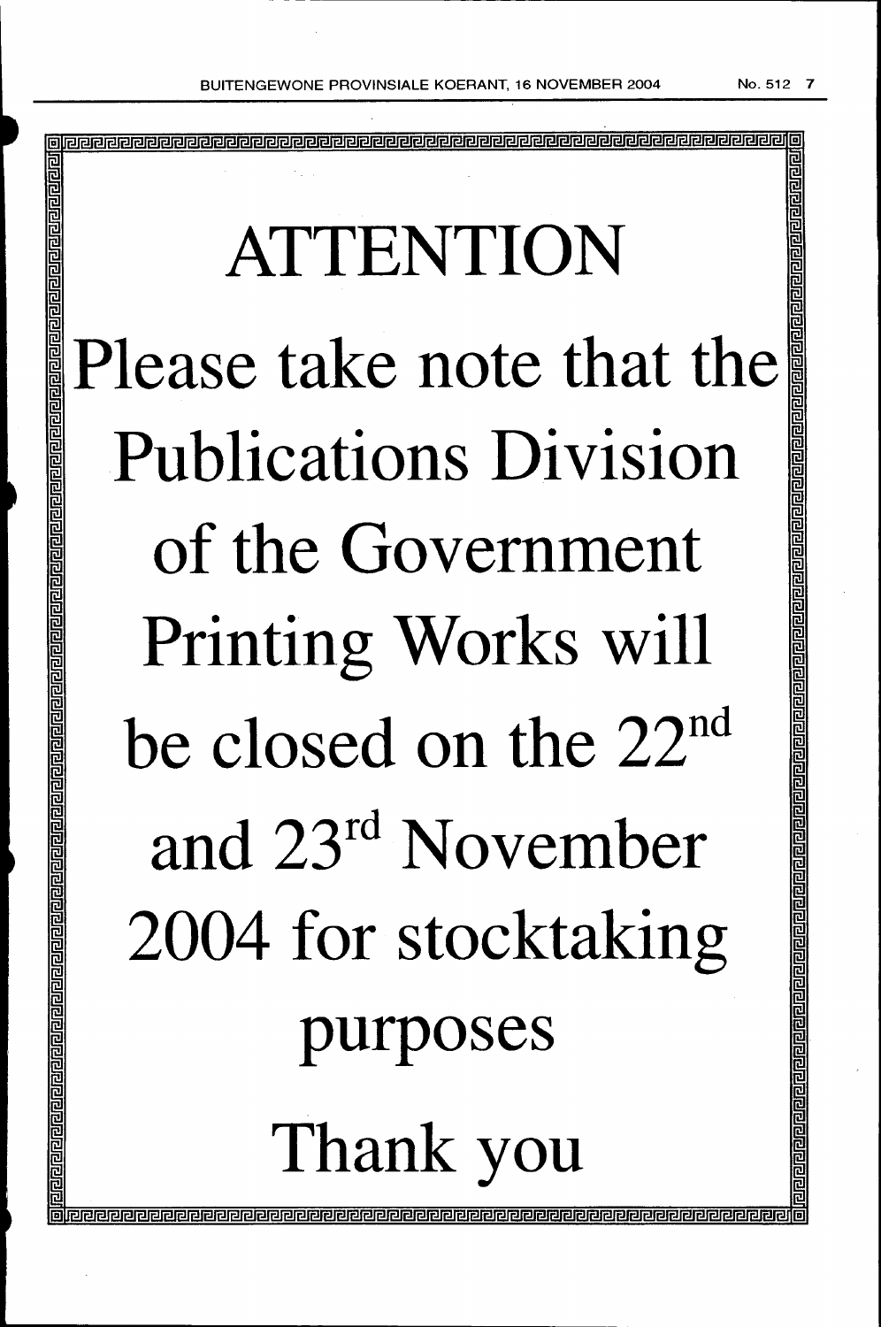# ATTENTION

Please take note that the Publications Division of the Government Printing Works will be closed on the 22nd and 23rd November 2004 for stocktaking purposes

Thank you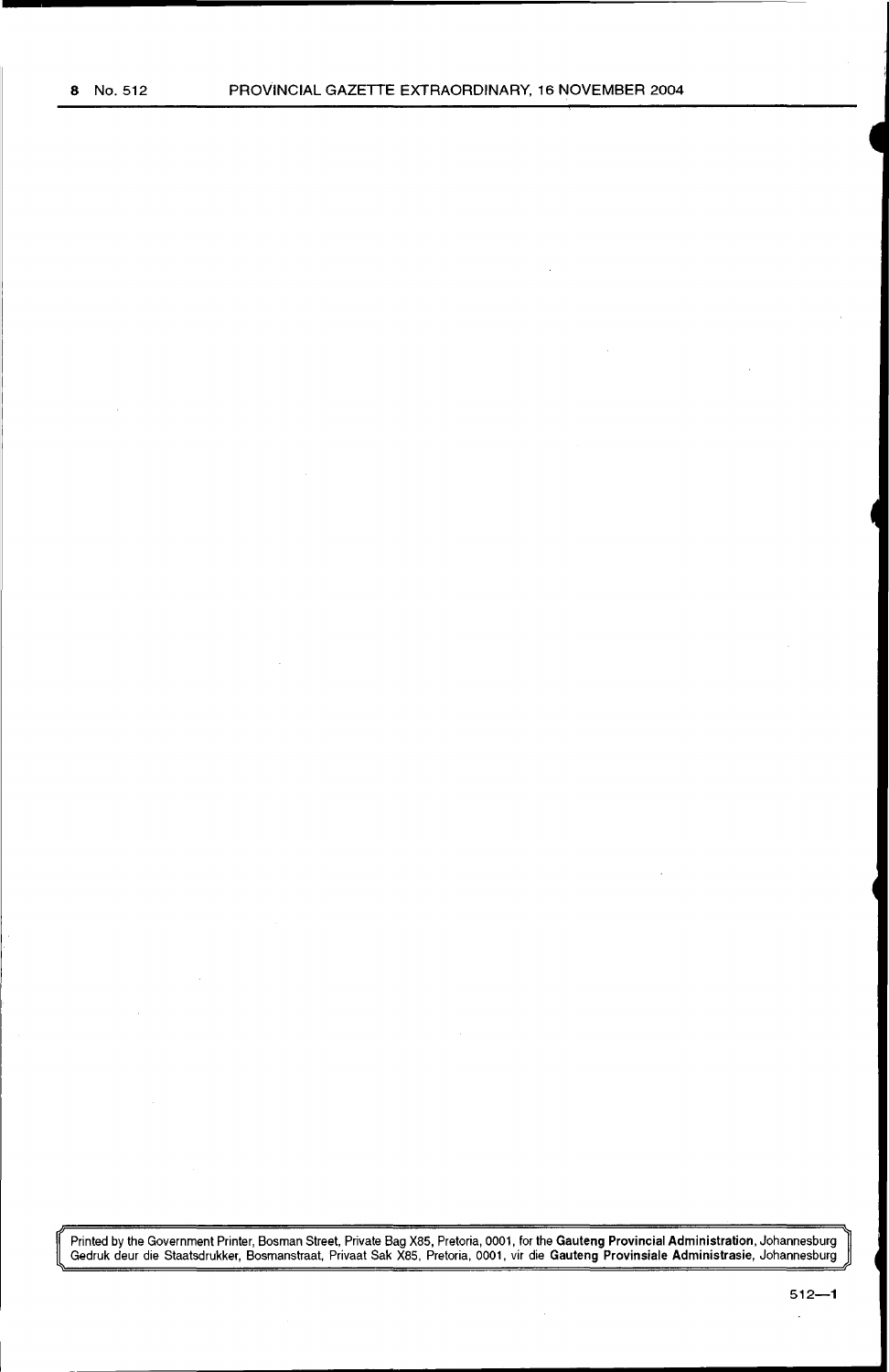Printed by the Government Printer, Bosman Street, Private Bag X85, Pretoria, 0001, for the **Gauteng Provincial Administration**, Johannesburg
Gedruk deur die Staatsdrukker, Bosmanstraat, Privaat Sak X85, Pretoria, 0001, vir die **Gauteng Provinsiale Administrasie**, Johannesburg

512—1